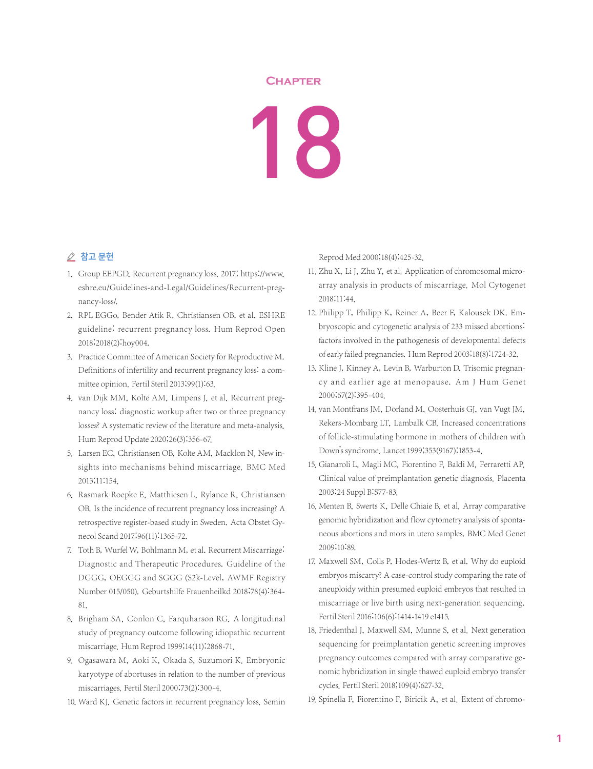# Chapter 18

## 참고 문헌

1. Group EEPGD. Recurrent pregnancy loss. 2017; https://www.eshre.eu/Guidelines-and-Legal/Guidelines/Recurrent-pregnancy-loss/.
2. RPL EGGo, Bender Atik R, Christiansen OB, et al. ESHRE guideline: recurrent pregnancy loss. Hum Reprod Open 2018;2018(2):hoy004.
3. Practice Committee of American Society for Reproductive M. Definitions of infertility and recurrent pregnancy loss: a committee opinion. Fertil Steril 2013;99(1):63.
4. van Dijk MM, Kolte AM, Limpens J, et al. Recurrent pregnancy loss: diagnostic workup after two or three pregnancy losses? A systematic review of the literature and meta-analysis. Hum Reprod Update 2020;26(3):356-67.
5. Larsen EC, Christiansen OB, Kolte AM, Macklon N. New insights into mechanisms behind miscarriage. BMC Med 2013;11:154.
6. Rasmark Roepke E, Matthiesen L, Rylance R, Christiansen OB. Is the incidence of recurrent pregnancy loss increasing? A retrospective register-based study in Sweden. Acta Obstet Gynecol Scand 2017;96(11):1365-72.
7. Toth B, Wurfel W, Bohlmann M, et al. Recurrent Miscarriage: Diagnostic and Therapeutic Procedures. Guideline of the DGGG, OEGGG and SGGG (S2k-Level, AWMF Registry Number 015/050). Geburtshilfe Frauenheilkd 2018;78(4):364-81.
8. Brigham SA, Conlon C, Farquharson RG. A longitudinal study of pregnancy outcome following idiopathic recurrent miscarriage. Hum Reprod 1999;14(11):2868-71.
9. Ogasawara M, Aoki K, Okada S, Suzumori K. Embryonic karyotype of abortuses in relation to the number of previous miscarriages. Fertil Steril 2000;73(2):300-4.
10. Ward KJ. Genetic factors in recurrent pregnancy loss. Semin Reprod Med 2000;18(4):425-32.
11. Zhu X, Li J, Zhu Y, et al. Application of chromosomal microarray analysis in products of miscarriage. Mol Cytogenet 2018;11:44.
12. Philipp T, Philipp K, Reiner A, Beer F, Kalousek DK. Embryoscopic and cytogenetic analysis of 233 missed abortions: factors involved in the pathogenesis of developmental defects of early failed pregnancies. Hum Reprod 2003;18(8):1724-32.
13. Kline J, Kinney A, Levin B, Warburton D. Trisomic pregnancy and earlier age at menopause. Am J Hum Genet 2000;67(2):395-404.
14. van Montfrans JM, Dorland M, Oosterhuis GJ, van Vugt JM, Rekers-Mombarg LT, Lambalk CB. Increased concentrations of follicle-stimulating hormone in mothers of children with Down's syndrome. Lancet 1999;353(9167):1853-4.
15. Gianaroli L, Magli MC, Fiorentino F, Baldi M, Ferraretti AP. Clinical value of preimplantation genetic diagnosis. Placenta 2003;24 Suppl B:S77-83.
16. Menten B, Swerts K, Delle Chiaie B, et al. Array comparative genomic hybridization and flow cytometry analysis of spontaneous abortions and mors in utero samples. BMC Med Genet 2009;10:89.
17. Maxwell SM, Colls P, Hodes-Wertz B, et al. Why do euploid embryos miscarry? A case-control study comparing the rate of aneuploidy within presumed euploid embryos that resulted in miscarriage or live birth using next-generation sequencing. Fertil Steril 2016;106(6):1414-1419 e1415.
18. Friedenthal J, Maxwell SM, Munne S, et al. Next generation sequencing for preimplantation genetic screening improves pregnancy outcomes compared with array comparative genomic hybridization in single thawed euploid embryo transfer cycles. Fertil Steril 2018;109(4):627-32.
19. Spinella F, Fiorentino F, Biricik A, et al. Extent of chromo-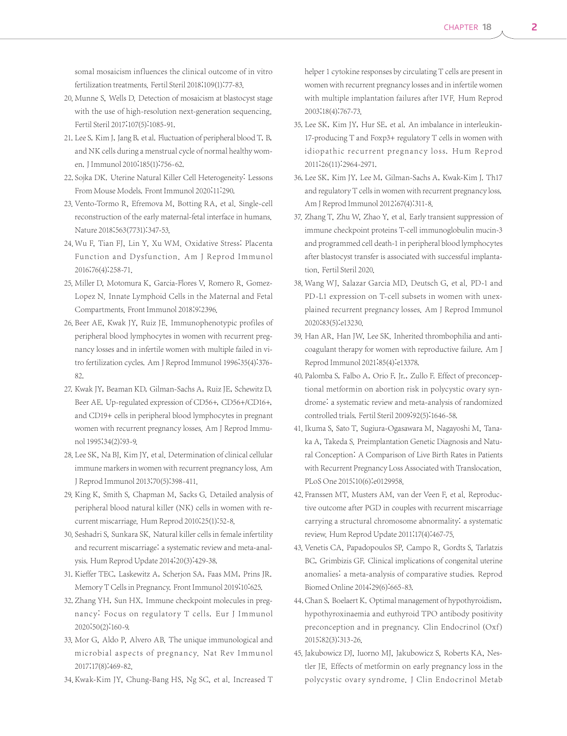somal mosaicism influences the clinical outcome of in vitro fertilization treatments. Fertil Steril 2018;109(1):77-83.

20. Munne S, Wells D. Detection of mosaicism at blastocyst stage with the use of high-resolution next-generation sequencing. Fertil Steril 2017;107(5):1085-91.
21. Lee S, Kim J, Jang B, et al. Fluctuation of peripheral blood T, B, and NK cells during a menstrual cycle of normal healthy women. J Immunol 2010;185(1):756-62.
22. Sojka DK. Uterine Natural Killer Cell Heterogeneity: Lessons From Mouse Models. Front Immunol 2020;11:290.
23. Vento-Tormo R, Efremova M, Botting RA, et al. Single-cell reconstruction of the early maternal-fetal interface in humans. Nature 2018;563(7731):347-53.
24. Wu F, Tian FJ, Lin Y, Xu WM. Oxidative Stress: Placenta Function and Dysfunction. Am J Reprod Immunol 2016;76(4):258-71.
25. Miller D, Motomura K, Garcia-Flores V, Romero R, Gomez-Lopez N. Innate Lymphoid Cells in the Maternal and Fetal Compartments. Front Immunol 2018;9:2396.
26. Beer AE, Kwak JY, Ruiz JE. Immunophenotypic profiles of peripheral blood lymphocytes in women with recurrent pregnancy losses and in infertile women with multiple failed in vitro fertilization cycles. Am J Reprod Immunol 1996;35(4):376-82.
27. Kwak JY, Beaman KD, Gilman-Sachs A, Ruiz JE, Schewitz D, Beer AE. Up-regulated expression of CD56+, CD56+/CD16+, and CD19+ cells in peripheral blood lymphocytes in pregnant women with recurrent pregnancy losses. Am J Reprod Immunol 1995;34(2):93-9.
28. Lee SK, Na BJ, Kim JY, et al. Determination of clinical cellular immune markers in women with recurrent pregnancy loss. Am J Reprod Immunol 2013;70(5):398-411.
29. King K, Smith S, Chapman M, Sacks G. Detailed analysis of peripheral blood natural killer (NK) cells in women with recurrent miscarriage. Hum Reprod 2010;25(1):52-8.
30. Seshadri S, Sunkara SK. Natural killer cells in female infertility and recurrent miscarriage: a systematic review and meta-analysis. Hum Reprod Update 2014;20(3):429-38.
31. Kieffer TEC, Laskewitz A, Scherjon SA, Faas MM, Prins JR. Memory T Cells in Pregnancy. Front Immunol 2019;10:625.
32. Zhang YH, Sun HX. Immune checkpoint molecules in pregnancy: Focus on regulatory T cells. Eur J Immunol 2020;50(2):160-9.
33. Mor G, Aldo P, Alvero AB. The unique immunological and microbial aspects of pregnancy. Nat Rev Immunol 2017;17(8):469-82.
34. Kwak-Kim JY, Chung-Bang HS, Ng SC, et al. Increased T helper 1 cytokine responses by circulating T cells are present in women with recurrent pregnancy losses and in infertile women with multiple implantation failures after IVF. Hum Reprod 2003;18(4):767-73.
35. Lee SK, Kim JY, Hur SE, et al. An imbalance in interleukin-17-producing T and Foxp3+ regulatory T cells in women with idiopathic recurrent pregnancy loss. Hum Reprod 2011;26(11):2964-2971.
36. Lee SK, Kim JY, Lee M, Gilman-Sachs A, Kwak-Kim J. Th17 and regulatory T cells in women with recurrent pregnancy loss. Am J Reprod Immunol 2012;67(4):311-8.
37. Zhang T, Zhu W, Zhao Y, et al. Early transient suppression of immune checkpoint proteins T-cell immunoglobulin mucin-3 and programmed cell death-1 in peripheral blood lymphocytes after blastocyst transfer is associated with successful implantation. Fertil Steril 2020.
38. Wang WJ, Salazar Garcia MD, Deutsch G, et al. PD-1 and PD-L1 expression on T-cell subsets in women with unexplained recurrent pregnancy losses. Am J Reprod Immunol 2020;83(5):e13230.
39. Han AR, Han JW, Lee SK. Inherited thrombophilia and anticoagulant therapy for women with reproductive failure. Am J Reprod Immunol 2021;85(4):e13378.
40. Palomba S, Falbo A, Orio F, Jr., Zullo F. Effect of preconceptional metformin on abortion risk in polycystic ovary syndrome: a systematic review and meta-analysis of randomized controlled trials. Fertil Steril 2009;92(5):1646-58.
41. Ikuma S, Sato T, Sugiura-Ogasawara M, Nagayoshi M, Tanaka A, Takeda S. Preimplantation Genetic Diagnosis and Natural Conception: A Comparison of Live Birth Rates in Patients with Recurrent Pregnancy Loss Associated with Translocation. PLoS One 2015;10(6):e0129958.
42. Franssen MT, Musters AM, van der Veen F, et al. Reproductive outcome after PGD in couples with recurrent miscarriage carrying a structural chromosome abnormality: a systematic review. Hum Reprod Update 2011;17(4):467-75.
43. Venetis CA, Papadopoulos SP, Campo R, Gordts S, Tarlatzis BC, Grimbizis GF. Clinical implications of congenital uterine anomalies: a meta-analysis of comparative studies. Reprod Biomed Online 2014;29(6):665-83.
44. Chan S, Boelaert K. Optimal management of hypothyroidism, hypothyroxinaemia and euthyroid TPO antibody positivity preconception and in pregnancy. Clin Endocrinol (Oxf) 2015;82(3):313-26.
45. Jakubowicz DJ, Iuorno MJ, Jakubowicz S, Roberts KA, Nestler JE. Effects of metformin on early pregnancy loss in the polycystic ovary syndrome. J Clin Endocrinol Metab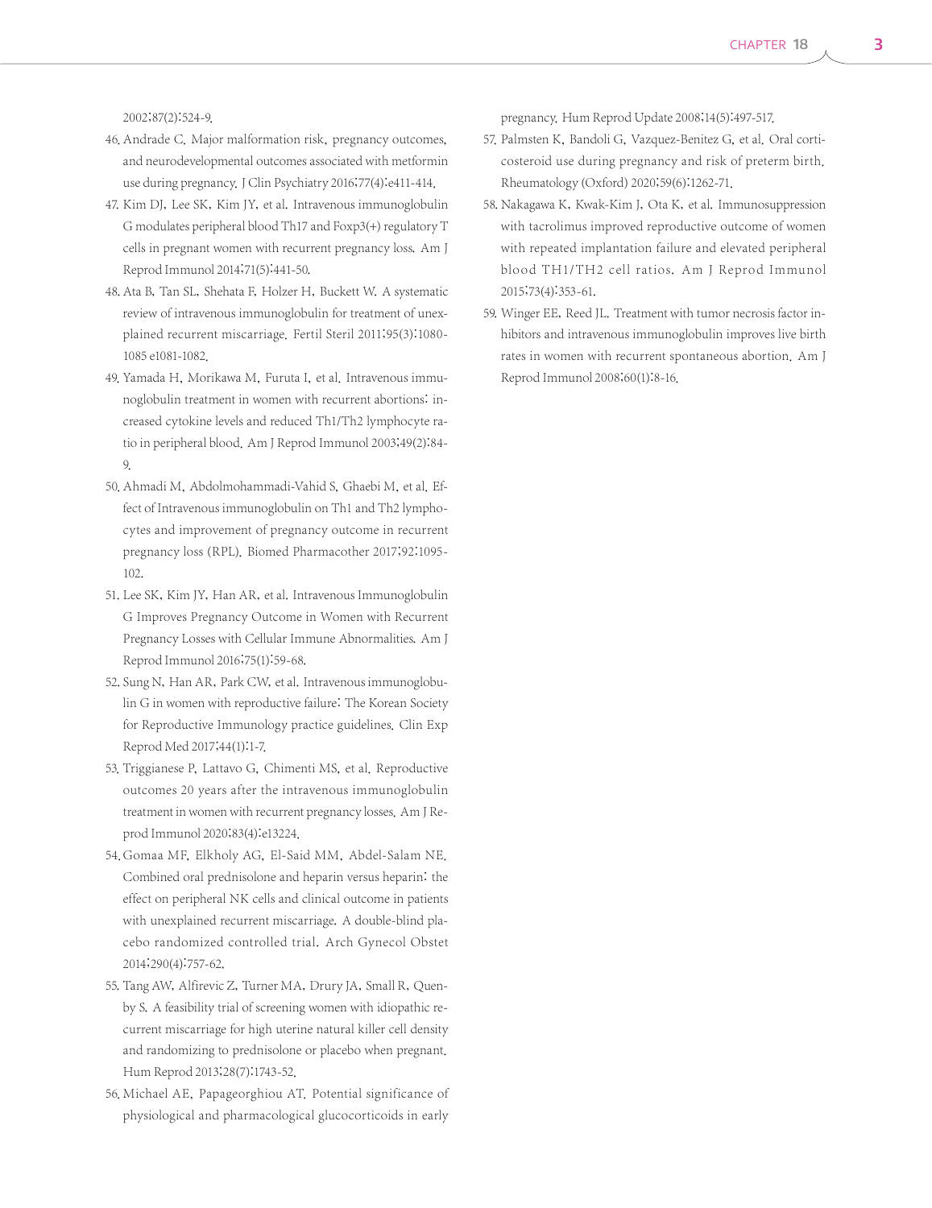2002;87(2):524-9.

46. Andrade C. Major malformation risk, pregnancy outcomes, and neurodevelopmental outcomes associated with metformin use during pregnancy. J Clin Psychiatry 2016;77(4):e411-414.
47. Kim DJ, Lee SK, Kim JY, et al. Intravenous immunoglobulin G modulates peripheral blood Th17 and Foxp3(+) regulatory T cells in pregnant women with recurrent pregnancy loss. Am J Reprod Immunol 2014;71(5):441-50.
48. Ata B, Tan SL, Shehata F, Holzer H, Buckett W. A systematic review of intravenous immunoglobulin for treatment of unexplained recurrent miscarriage. Fertil Steril 2011;95(3):1080-1085 e1081-1082.
49. Yamada H, Morikawa M, Furuta I, et al. Intravenous immunoglobulin treatment in women with recurrent abortions: increased cytokine levels and reduced Th1/Th2 lymphocyte ratio in peripheral blood. Am J Reprod Immunol 2003;49(2):84-9.
50. Ahmadi M, Abdolmohammadi-Vahid S, Ghaebi M, et al. Effect of Intravenous immunoglobulin on Th1 and Th2 lymphocytes and improvement of pregnancy outcome in recurrent pregnancy loss (RPL). Biomed Pharmacother 2017;92:1095-102.
51. Lee SK, Kim JY, Han AR, et al. Intravenous Immunoglobulin G Improves Pregnancy Outcome in Women with Recurrent Pregnancy Losses with Cellular Immune Abnormalities. Am J Reprod Immunol 2016;75(1):59-68.
52. Sung N, Han AR, Park CW, et al. Intravenous immunoglobulin G in women with reproductive failure: The Korean Society for Reproductive Immunology practice guidelines. Clin Exp Reprod Med 2017;44(1):1-7.
53. Triggianese P, Lattavo G, Chimenti MS, et al. Reproductive outcomes 20 years after the intravenous immunoglobulin treatment in women with recurrent pregnancy losses. Am J Reprod Immunol 2020;83(4):e13224.
54. Gomaa MF, Elkholy AG, El-Said MM, Abdel-Salam NE. Combined oral prednisolone and heparin versus heparin: the effect on peripheral NK cells and clinical outcome in patients with unexplained recurrent miscarriage. A double-blind placebo randomized controlled trial. Arch Gynecol Obstet 2014;290(4):757-62.
55. Tang AW, Alfirevic Z, Turner MA, Drury JA, Small R, Quenby S. A feasibility trial of screening women with idiopathic recurrent miscarriage for high uterine natural killer cell density and randomizing to prednisolone or placebo when pregnant. Hum Reprod 2013;28(7):1743-52.
56. Michael AE, Papageorghiou AT. Potential significance of physiological and pharmacological glucocorticoids in early pregnancy. Hum Reprod Update 2008;14(5):497-517.
57. Palmsten K, Bandoli G, Vazquez-Benitez G, et al. Oral corticosteroid use during pregnancy and risk of preterm birth. Rheumatology (Oxford) 2020;59(6):1262-71.
58. Nakagawa K, Kwak-Kim J, Ota K, et al. Immunosuppression with tacrolimus improved reproductive outcome of women with repeated implantation failure and elevated peripheral blood TH1/TH2 cell ratios. Am J Reprod Immunol 2015;73(4):353-61.
59. Winger EE, Reed JL. Treatment with tumor necrosis factor inhibitors and intravenous immunoglobulin improves live birth rates in women with recurrent spontaneous abortion. Am J Reprod Immunol 2008;60(1):8-16.